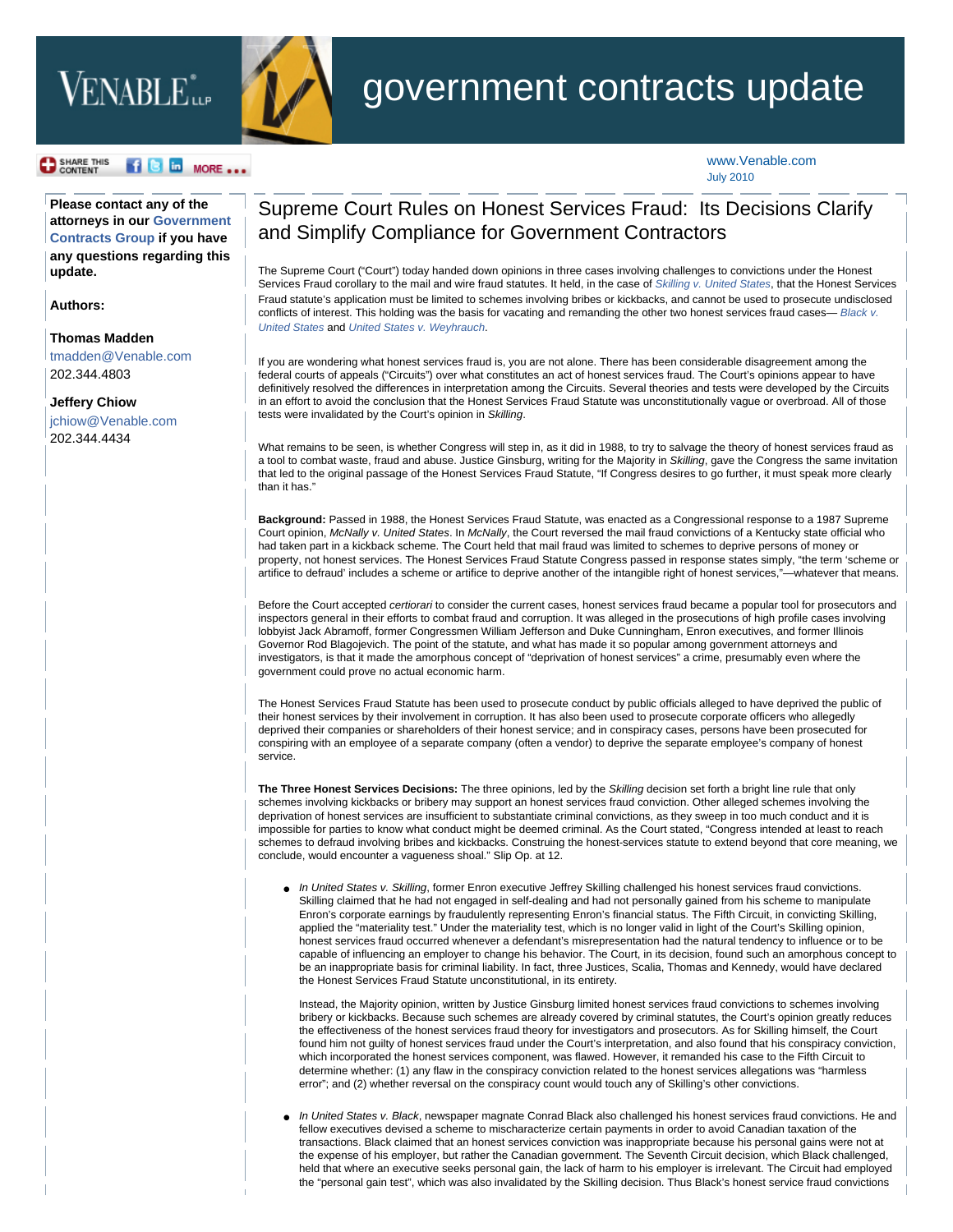# government contracts update

www.Venable.com
July 2010

**Please contact any of the attorneys in our Government Contracts Group if you have any questions regarding this update.**

**Authors:**

**Thomas Madden**
tmadden@Venable.com
202.344.4803

**Jeffery Chiow**
jchiow@Venable.com
202.344.4434

## Supreme Court Rules on Honest Services Fraud: Its Decisions Clarify and Simplify Compliance for Government Contractors

The Supreme Court ("Court") today handed down opinions in three cases involving challenges to convictions under the Honest Services Fraud corollary to the mail and wire fraud statutes. It held, in the case of *Skilling v. United States*, that the Honest Services Fraud statute's application must be limited to schemes involving bribes or kickbacks, and cannot be used to prosecute undisclosed conflicts of interest. This holding was the basis for vacating and remanding the other two honest services fraud cases— *Black v. United States* and *United States v. Weyhrauch*.

If you are wondering what honest services fraud is, you are not alone. There has been considerable disagreement among the federal courts of appeals ("Circuits") over what constitutes an act of honest services fraud. The Court's opinions appear to have definitively resolved the differences in interpretation among the Circuits. Several theories and tests were developed by the Circuits in an effort to avoid the conclusion that the Honest Services Fraud Statute was unconstitutionally vague or overbroad. All of those tests were invalidated by the Court's opinion in *Skilling*.

What remains to be seen, is whether Congress will step in, as it did in 1988, to try to salvage the theory of honest services fraud as a tool to combat waste, fraud and abuse. Justice Ginsburg, writing for the Majority in *Skilling*, gave the Congress the same invitation that led to the original passage of the Honest Services Fraud Statute, "If Congress desires to go further, it must speak more clearly than it has."

**Background:** Passed in 1988, the Honest Services Fraud Statute, was enacted as a Congressional response to a 1987 Supreme Court opinion, *McNally v. United States*. In *McNally*, the Court reversed the mail fraud convictions of a Kentucky state official who had taken part in a kickback scheme. The Court held that mail fraud was limited to schemes to deprive persons of money or property, not honest services. The Honest Services Fraud Statute Congress passed in response states simply, "the term 'scheme or artifice to defraud' includes a scheme or artifice to deprive another of the intangible right of honest services,"—whatever that means.

Before the Court accepted *certiorari* to consider the current cases, honest services fraud became a popular tool for prosecutors and inspectors general in their efforts to combat fraud and corruption. It was alleged in the prosecutions of high profile cases involving lobbyist Jack Abramoff, former Congressmen William Jefferson and Duke Cunningham, Enron executives, and former Illinois Governor Rod Blagojevich. The point of the statute, and what has made it so popular among government attorneys and investigators, is that it made the amorphous concept of "deprivation of honest services" a crime, presumably even where the government could prove no actual economic harm.

The Honest Services Fraud Statute has been used to prosecute conduct by public officials alleged to have deprived the public of their honest services by their involvement in corruption. It has also been used to prosecute corporate officers who allegedly deprived their companies or shareholders of their honest service; and in conspiracy cases, persons have been prosecuted for conspiring with an employee of a separate company (often a vendor) to deprive the separate employee's company of honest service.

**The Three Honest Services Decisions:** The three opinions, led by the *Skilling* decision set forth a bright line rule that only schemes involving kickbacks or bribery may support an honest services fraud conviction. Other alleged schemes involving the deprivation of honest services are insufficient to substantiate criminal convictions, as they sweep in too much conduct and it is impossible for parties to know what conduct might be deemed criminal. As the Court stated, "Congress intended at least to reach schemes to defraud involving bribes and kickbacks. Construing the honest-services statute to extend beyond that core meaning, we conclude, would encounter a vagueness shoal." Slip Op. at 12.

- *In United States v. Skilling*, former Enron executive Jeffrey Skilling challenged his honest services fraud convictions. Skilling claimed that he had not engaged in self-dealing and had not personally gained from his scheme to manipulate Enron's corporate earnings by fraudulently representing Enron's financial status. The Fifth Circuit, in convicting Skilling, applied the "materiality test." Under the materiality test, which is no longer valid in light of the Court's Skilling opinion, honest services fraud occurred whenever a defendant's misrepresentation had the natural tendency to influence or to be capable of influencing an employer to change his behavior. The Court, in its decision, found such an amorphous concept to be an inappropriate basis for criminal liability. In fact, three Justices, Scalia, Thomas and Kennedy, would have declared the Honest Services Fraud Statute unconstitutional, in its entirety.

  Instead, the Majority opinion, written by Justice Ginsburg limited honest services fraud convictions to schemes involving bribery or kickbacks. Because such schemes are already covered by criminal statutes, the Court's opinion greatly reduces the effectiveness of the honest services fraud theory for investigators and prosecutors. As for Skilling himself, the Court found him not guilty of honest services fraud under the Court's interpretation, and also found that his conspiracy conviction, which incorporated the honest services component, was flawed. However, it remanded his case to the Fifth Circuit to determine whether: (1) any flaw in the conspiracy conviction related to the honest services allegations was "harmless error"; and (2) whether reversal on the conspiracy count would touch any of Skilling's other convictions.

- *In United States v. Black*, newspaper magnate Conrad Black also challenged his honest services fraud convictions. He and fellow executives devised a scheme to mischaracterize certain payments in order to avoid Canadian taxation of the transactions. Black claimed that an honest services conviction was inappropriate because his personal gains were not at the expense of his employer, but rather the Canadian government. The Seventh Circuit decision, which Black challenged, held that where an executive seeks personal gain, the lack of harm to his employer is irrelevant. The Circuit had employed the "personal gain test", which was also invalidated by the Skilling decision. Thus Black's honest service fraud convictions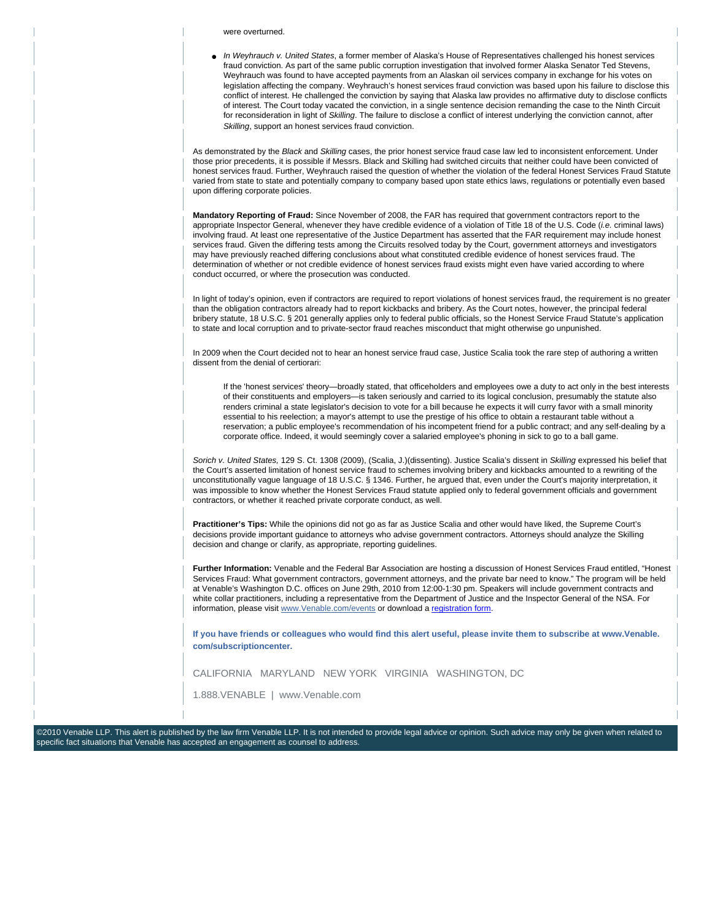were overturned.

- *In Weyhrauch v. United States*, a former member of Alaska's House of Representatives challenged his honest services fraud conviction. As part of the same public corruption investigation that involved former Alaska Senator Ted Stevens, Weyhrauch was found to have accepted payments from an Alaskan oil services company in exchange for his votes on legislation affecting the company. Weyhrauch's honest services fraud conviction was based upon his failure to disclose this conflict of interest. He challenged the conviction by saying that Alaska law provides no affirmative duty to disclose conflicts of interest. The Court today vacated the conviction, in a single sentence decision remanding the case to the Ninth Circuit for reconsideration in light of *Skilling*. The failure to disclose a conflict of interest underlying the conviction cannot, after *Skilling*, support an honest services fraud conviction.

As demonstrated by the *Black* and *Skilling* cases, the prior honest service fraud case law led to inconsistent enforcement. Under those prior precedents, it is possible if Messrs. Black and Skilling had switched circuits that neither could have been convicted of honest services fraud. Further, Weyhrauch raised the question of whether the violation of the federal Honest Services Fraud Statute varied from state to state and potentially company to company based upon state ethics laws, regulations or potentially even based upon differing corporate policies.

**Mandatory Reporting of Fraud:** Since November of 2008, the FAR has required that government contractors report to the appropriate Inspector General, whenever they have credible evidence of a violation of Title 18 of the U.S. Code (*i.e.* criminal laws) involving fraud. At least one representative of the Justice Department has asserted that the FAR requirement may include honest services fraud. Given the differing tests among the Circuits resolved today by the Court, government attorneys and investigators may have previously reached differing conclusions about what constituted credible evidence of honest services fraud. The determination of whether or not credible evidence of honest services fraud exists might even have varied according to where conduct occurred, or where the prosecution was conducted.

In light of today's opinion, even if contractors are required to report violations of honest services fraud, the requirement is no greater than the obligation contractors already had to report kickbacks and bribery. As the Court notes, however, the principal federal bribery statute, 18 U.S.C. § 201 generally applies only to federal public officials, so the Honest Service Fraud Statute's application to state and local corruption and to private-sector fraud reaches misconduct that might otherwise go unpunished.

In 2009 when the Court decided not to hear an honest service fraud case, Justice Scalia took the rare step of authoring a written dissent from the denial of certiorari:

> If the 'honest services' theory—broadly stated, that officeholders and employees owe a duty to act only in the best interests of their constituents and employers—is taken seriously and carried to its logical conclusion, presumably the statute also renders criminal a state legislator's decision to vote for a bill because he expects it will curry favor with a small minority essential to his reelection; a mayor's attempt to use the prestige of his office to obtain a restaurant table without a reservation; a public employee's recommendation of his incompetent friend for a public contract; and any self-dealing by a corporate office. Indeed, it would seemingly cover a salaried employee's phoning in sick to go to a ball game.

*Sorich v. United States,* 129 S. Ct. 1308 (2009), (Scalia, J.)(dissenting). Justice Scalia's dissent in *Skilling* expressed his belief that the Court's asserted limitation of honest service fraud to schemes involving bribery and kickbacks amounted to a rewriting of the unconstitutionally vague language of 18 U.S.C. § 1346. Further, he argued that, even under the Court's majority interpretation, it was impossible to know whether the Honest Services Fraud statute applied only to federal government officials and government contractors, or whether it reached private corporate conduct, as well.

**Practitioner's Tips:** While the opinions did not go as far as Justice Scalia and other would have liked, the Supreme Court's decisions provide important guidance to attorneys who advise government contractors. Attorneys should analyze the Skilling decision and change or clarify, as appropriate, reporting guidelines.

**Further Information:** Venable and the Federal Bar Association are hosting a discussion of Honest Services Fraud entitled, "Honest Services Fraud: What government contractors, government attorneys, and the private bar need to know." The program will be held at Venable's Washington D.C. offices on June 29th, 2010 from 12:00-1:30 pm. Speakers will include government contracts and white collar practitioners, including a representative from the Department of Justice and the Inspector General of the NSA. For information, please visit www.Venable.com/events or download a registration form.

**If you have friends or colleagues who would find this alert useful, please invite them to subscribe at www.Venable.com/subscriptioncenter.**

CALIFORNIA MARYLAND NEW YORK VIRGINIA WASHINGTON, DC

1.888.VENABLE | www.Venable.com

©2010 Venable LLP. This alert is published by the law firm Venable LLP. It is not intended to provide legal advice or opinion. Such advice may only be given when related to specific fact situations that Venable has accepted an engagement as counsel to address.